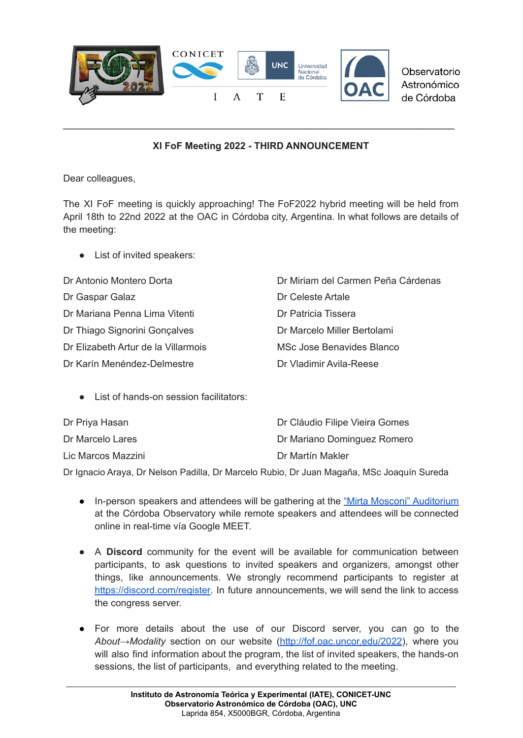CONICET

I A T E

Observatorio Astronómico de Córdoba

---

**XI FoF Meeting 2022 - THIRD ANNOUNCEMENT**

Dear colleagues,

The XI FoF meeting is quickly approaching! The FoF2022 hybrid meeting will be held from April 18th to 22nd 2022 at the OAC in Córdoba city, Argentina. In what follows are details of the meeting:

- List of invited speakers:

Dr Antonio Montero Dorta
Dr Gaspar Galaz
Dr Mariana Penna Lima Vitenti
Dr Thiago Signorini Gonçalves
Dr Elizabeth Artur de la Villarmois
Dr Karín Menéndez-Delmestre
Dr Miriam del Carmen Peña Cárdenas
Dr Celeste Artale
Dr Patricia Tissera
Dr Marcelo Miller Bertolami
MSc Jose Benavides Blanco
Dr Vladimir Avila-Reese

- List of hands-on session facilitators:

Dr Priya Hasan
Dr Marcelo Lares
Lic Marcos Mazzini
Dr Cláudio Filipe Vieira Gomes
Dr Mariano Dominguez Romero
Dr Martín Makler
Dr Ignacio Araya, Dr Nelson Padilla, Dr Marcelo Rubio, Dr Juan Magaña, MSc Joaquín Sureda

- In-person speakers and attendees will be gathering at the "Mirta Mosconi" Auditorium at the Córdoba Observatory while remote speakers and attendees will be connected online in real-time vía Google MEET.

- A **Discord** community for the event will be available for communication between participants, to ask questions to invited speakers and organizers, amongst other things, like announcements. We strongly recommend participants to register at https://discord.com/register. In future announcements, we will send the link to access the congress server.

- For more details about the use of our Discord server, you can go to the *About→Modality* section on our website (http://fof.oac.uncor.edu/2022), where you will also find information about the program, the list of invited speakers, the hands-on sessions, the list of participants, and everything related to the meeting.

---

**Instituto de Astronomía Teórica y Experimental (IATE), CONICET-UNC**
**Observatorio Astronómico de Córdoba (OAC), UNC**
Laprida 854, X5000BGR, Córdoba, Argentina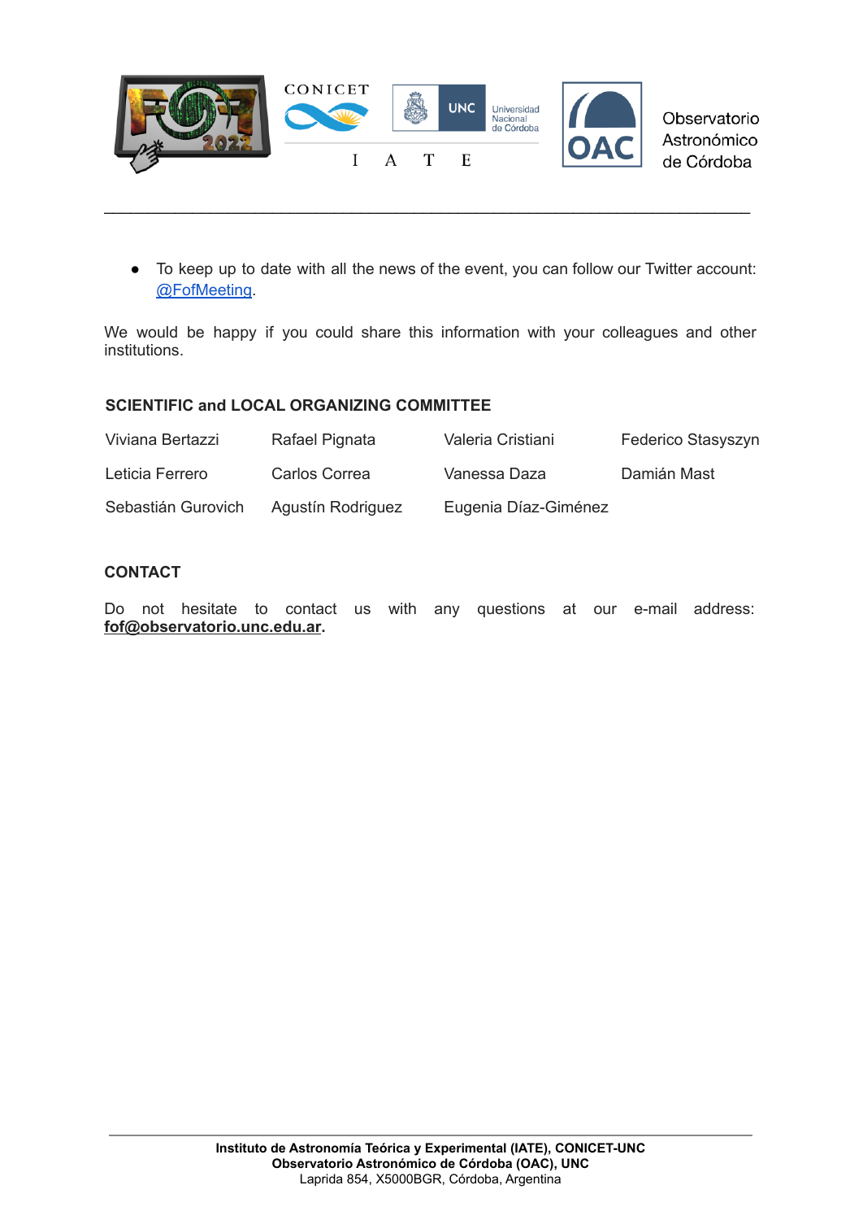- To keep up to date with all the news of the event, you can follow our Twitter account: @FofMeeting.

We would be happy if you could share this information with your colleagues and other institutions.

**SCIENTIFIC and LOCAL ORGANIZING COMMITTEE**

| | | | |
|---|---|---|---|
| Viviana Bertazzi | Rafael Pignata | Valeria Cristiani | Federico Stasyszyn |
| Leticia Ferrero | Carlos Correa | Vanessa Daza | Damián Mast |
| Sebastián Gurovich | Agustín Rodriguez | Eugenia Díaz-Giménez | |

**CONTACT**

Do not hesitate to contact us with any questions at our e-mail address: **fof@observatorio.unc.edu.ar**.